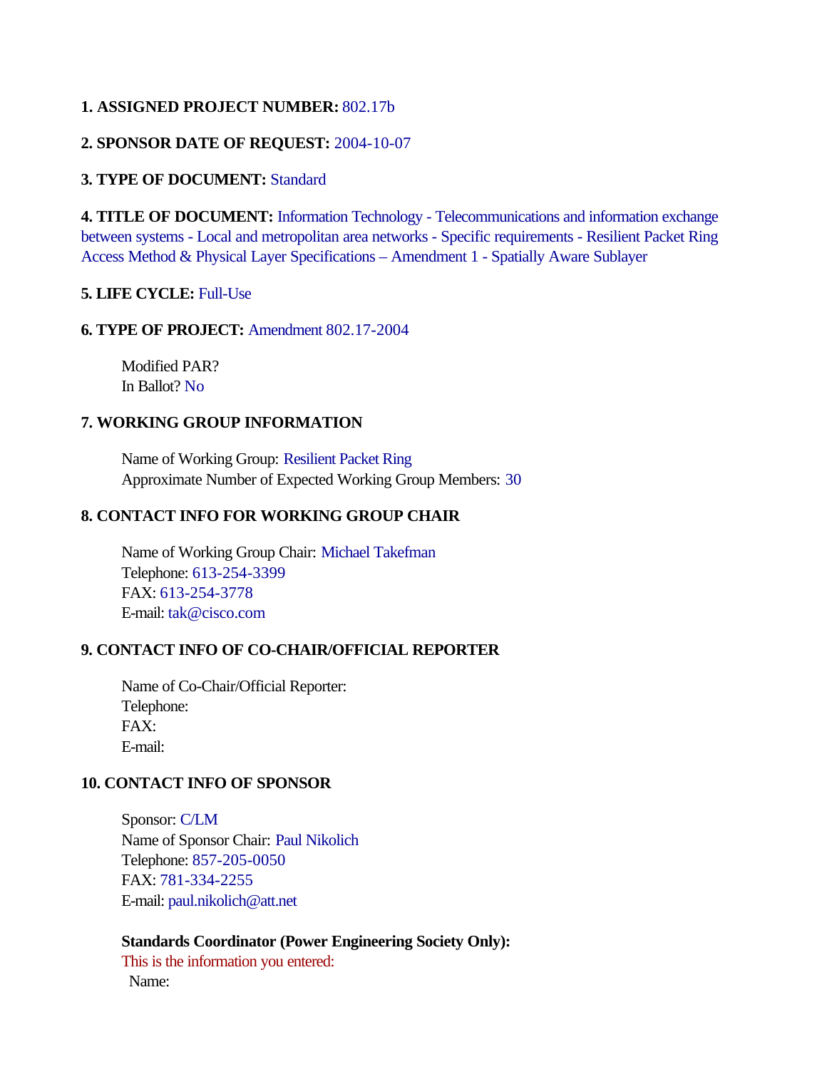**1. ASSIGNED PROJECT NUMBER:** 802.17b

**2. SPONSOR DATE OF REQUEST:** 2004-10-07

**3. TYPE OF DOCUMENT:** Standard

**4. TITLE OF DOCUMENT:** Information Technology - Telecommunications and information exchange between systems - Local and metropolitan area networks - Specific requirements - Resilient Packet Ring Access Method & Physical Layer Specifications – Amendment 1 - Spatially Aware Sublayer

**5. LIFE CYCLE:** Full-Use

**6. TYPE OF PROJECT:** Amendment 802.17-2004

Modified PAR?
In Ballot? No

**7. WORKING GROUP INFORMATION**

Name of Working Group: Resilient Packet Ring
Approximate Number of Expected Working Group Members: 30

**8. CONTACT INFO FOR WORKING GROUP CHAIR**

Name of Working Group Chair: Michael Takefman
Telephone: 613-254-3399
FAX: 613-254-3778
E-mail: tak@cisco.com

**9. CONTACT INFO OF CO-CHAIR/OFFICIAL REPORTER**

Name of Co-Chair/Official Reporter:
Telephone:
FAX:
E-mail:

**10. CONTACT INFO OF SPONSOR**

Sponsor: C/LM
Name of Sponsor Chair: Paul Nikolich
Telephone: 857-205-0050
FAX: 781-334-2255
E-mail: paul.nikolich@att.net

**Standards Coordinator (Power Engineering Society Only):**
This is the information you entered:
Name: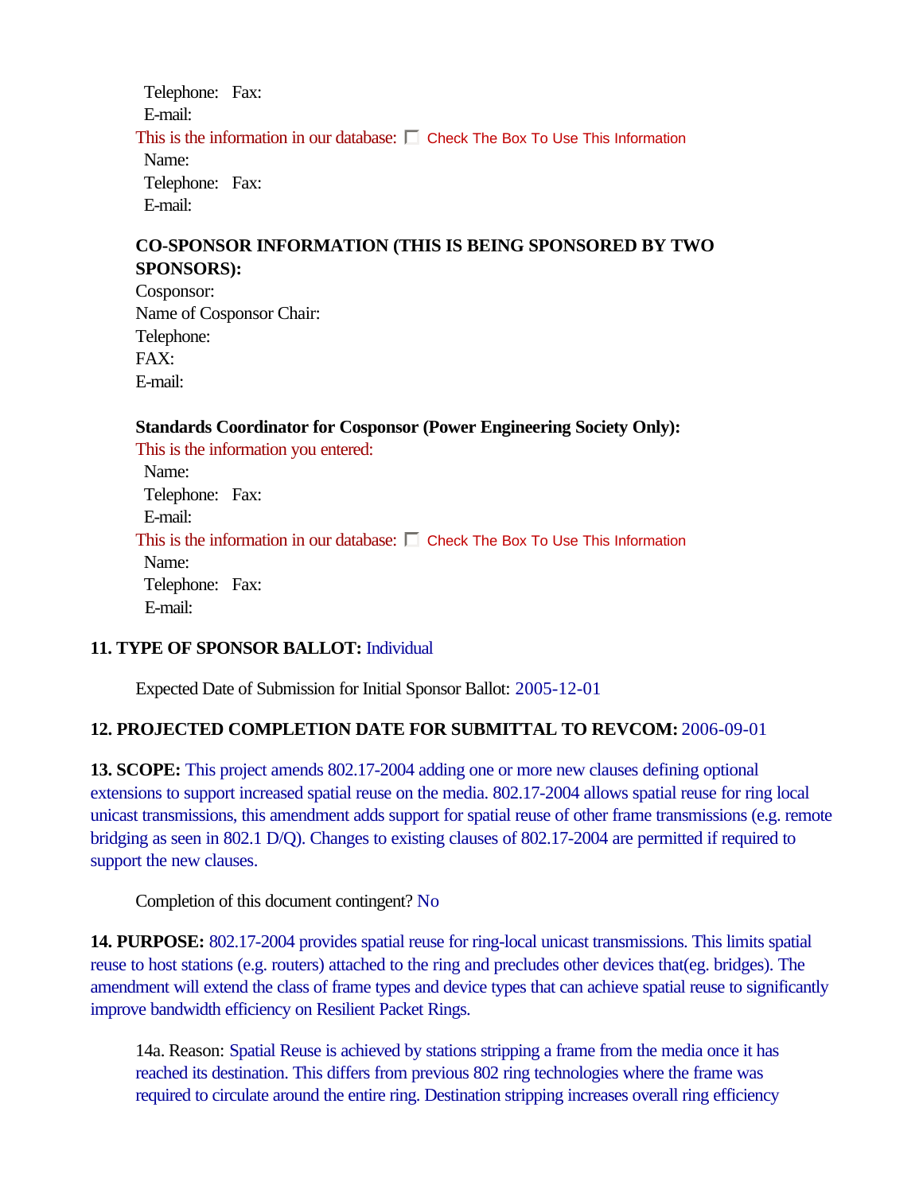Telephone: Fax:
E-mail:

This is the information in our database: ☐ Check The Box To Use This Information

Name:
Telephone: Fax:
E-mail:

**CO-SPONSOR INFORMATION (THIS IS BEING SPONSORED BY TWO SPONSORS):**

Cosponsor:
Name of Cosponsor Chair:
Telephone:
FAX:
E-mail:

**Standards Coordinator for Cosponsor (Power Engineering Society Only):**

This is the information you entered:

Name:
Telephone: Fax:
E-mail:

This is the information in our database: ☐ Check The Box To Use This Information

Name:
Telephone: Fax:
E-mail:

**11. TYPE OF SPONSOR BALLOT:** Individual

Expected Date of Submission for Initial Sponsor Ballot: 2005-12-01

**12. PROJECTED COMPLETION DATE FOR SUBMITTAL TO REVCOM:** 2006-09-01

**13. SCOPE:** This project amends 802.17-2004 adding one or more new clauses defining optional extensions to support increased spatial reuse on the media. 802.17-2004 allows spatial reuse for ring local unicast transmissions, this amendment adds support for spatial reuse of other frame transmissions (e.g. remote bridging as seen in 802.1 D/Q). Changes to existing clauses of 802.17-2004 are permitted if required to support the new clauses.

Completion of this document contingent? No

**14. PURPOSE:** 802.17-2004 provides spatial reuse for ring-local unicast transmissions. This limits spatial reuse to host stations (e.g. routers) attached to the ring and precludes other devices that(eg. bridges). The amendment will extend the class of frame types and device types that can achieve spatial reuse to significantly improve bandwidth efficiency on Resilient Packet Rings.

14a. Reason: Spatial Reuse is achieved by stations stripping a frame from the media once it has reached its destination. This differs from previous 802 ring technologies where the frame was required to circulate around the entire ring. Destination stripping increases overall ring efficiency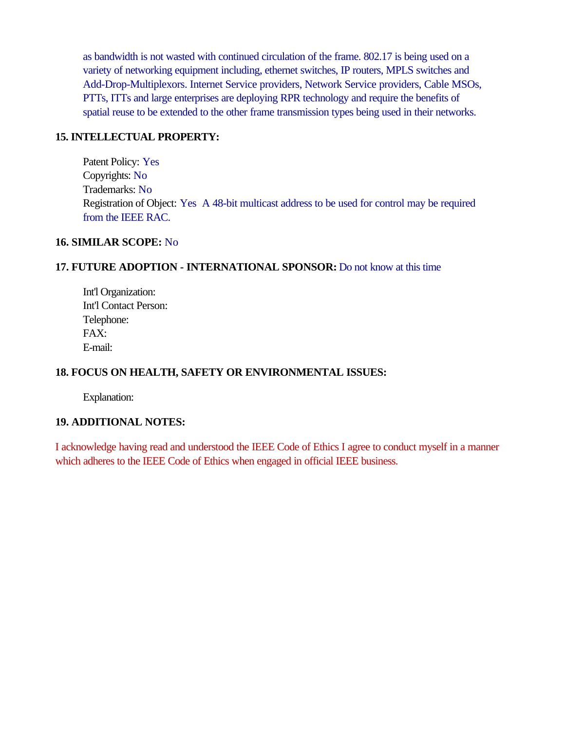as bandwidth is not wasted with continued circulation of the frame. 802.17 is being used on a variety of networking equipment including, ethernet switches, IP routers, MPLS switches and Add-Drop-Multiplexors. Internet Service providers, Network Service providers, Cable MSOs, PTTs, ITTs and large enterprises are deploying RPR technology and require the benefits of spatial reuse to be extended to the other frame transmission types being used in their networks.

**15. INTELLECTUAL PROPERTY:**

Patent Policy: Yes
Copyrights: No
Trademarks: No
Registration of Object: Yes  A 48-bit multicast address to be used for control may be required from the IEEE RAC.

**16. SIMILAR SCOPE:** No

**17. FUTURE ADOPTION - INTERNATIONAL SPONSOR:** Do not know at this time

Int'l Organization:
Int'l Contact Person:
Telephone:
FAX:
E-mail:

**18. FOCUS ON HEALTH, SAFETY OR ENVIRONMENTAL ISSUES:**

Explanation:

**19. ADDITIONAL NOTES:**

I acknowledge having read and understood the IEEE Code of Ethics I agree to conduct myself in a manner which adheres to the IEEE Code of Ethics when engaged in official IEEE business.